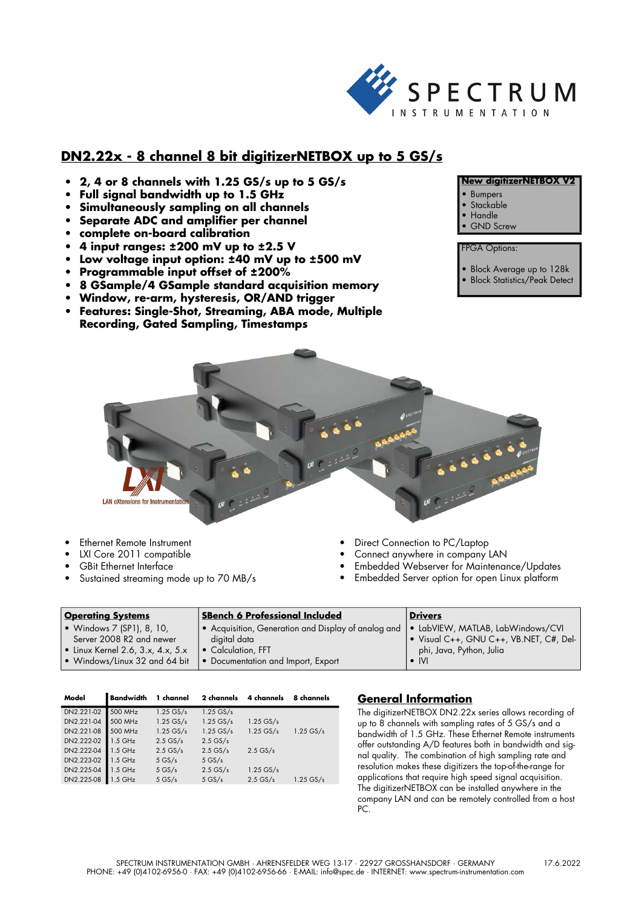# DN2.22x - 8 channel 8 bit digitizerNETBOX up to 5 GS/s

- **2, 4 or 8 channels with 1.25 GS/s up to 5 GS/s**
- **Full signal bandwidth up to 1.5 GHz**
- **Simultaneously sampling on all channels**
- **Separate ADC and amplifier per channel**
- **complete on-board calibration**
- **4 input ranges: ±200 mV up to ±2.5 V**
- **Low voltage input option: ±40 mV up to ±500 mV**
- **Programmable input offset of ±200%**
- **8 GSample/4 GSample standard acquisition memory**
- **Window, re-arm, hysteresis, OR/AND trigger**
- **Features: Single-Shot, Streaming, ABA mode, Multiple Recording, Gated Sampling, Timestamps**

**New digitizerNETBOX V2**
- Bumpers
- Stackable
- Handle
- GND Screw

FPGA Options:
- Block Average up to 128k
- Block Statistics/Peak Detect

LXI LAN eXtensions for Instrumentation

- Ethernet Remote Instrument
- LXI Core 2011 compatible
- GBit Ethernet Interface
- Sustained streaming mode up to 70 MB/s
- Direct Connection to PC/Laptop
- Connect anywhere in company LAN
- Embedded Webserver for Maintenance/Updates
- Embedded Server option for open Linux platform

| Operating Systems | SBench 6 Professional Included | Drivers |
|---|---|---|
| • Windows 7 (SP1), 8, 10, Server 2008 R2 and newer<br>• Linux Kernel 2.6, 3.x, 4.x, 5.x<br>• Windows/Linux 32 and 64 bit | • Acquisition, Generation and Display of analog and digital data<br>• Calculation, FFT<br>• Documentation and Import, Export | • LabVIEW, MATLAB, LabWindows/CVI<br>• Visual C++, GNU C++, VB.NET, C#, Delphi, Java, Python, Julia<br>• IVI |

| Model | Bandwidth | 1 channel | 2 channels | 4 channels | 8 channels |
|---|---|---|---|---|---|
| DN2.221-02 | 500 MHz | 1.25 GS/s | 1.25 GS/s | | |
| DN2.221-04 | 500 MHz | 1.25 GS/s | 1.25 GS/s | 1.25 GS/s | |
| DN2.221-08 | 500 MHz | 1.25 GS/s | 1.25 GS/s | 1.25 GS/s | 1.25 GS/s |
| DN2.222-02 | 1.5 GHz | 2.5 GS/s | 2.5 GS/s | | |
| DN2.222-04 | 1.5 GHz | 2.5 GS/s | 2.5 GS/s | 2.5 GS/s | |
| DN2.223-02 | 1.5 GHz | 5 GS/s | 5 GS/s | | |
| DN2.225-04 | 1.5 GHz | 5 GS/s | 2.5 GS/s | 1.25 GS/s | |
| DN2.225-08 | 1.5 GHz | 5 GS/s | 5 GS/s | 2.5 GS/s | 1.25 GS/s |

## General Information

The digitizerNETBOX DN2.22x series allows recording of up to 8 channels with sampling rates of 5 GS/s and a bandwidth of 1.5 GHz. These Ethernet Remote instruments offer outstanding A/D features both in bandwidth and signal quality. The combination of high sampling rate and resolution makes these digitizers the top-of-the-range for applications that require high speed signal acquisition. The digitizerNETBOX can be installed anywhere in the company LAN and can be remotely controlled from a host PC.

SPECTRUM INSTRUMENTATION GMBH · AHRENSFELDER WEG 13-17 · 22927 GROSSHANSDORF · GERMANY
PHONE: +49 (0)4102-6956-0 · FAX: +49 (0)4102-6956-66 · E-MAIL: info@spec.de · INTERNET: www.spectrum-instrumentation.com

17.6.2022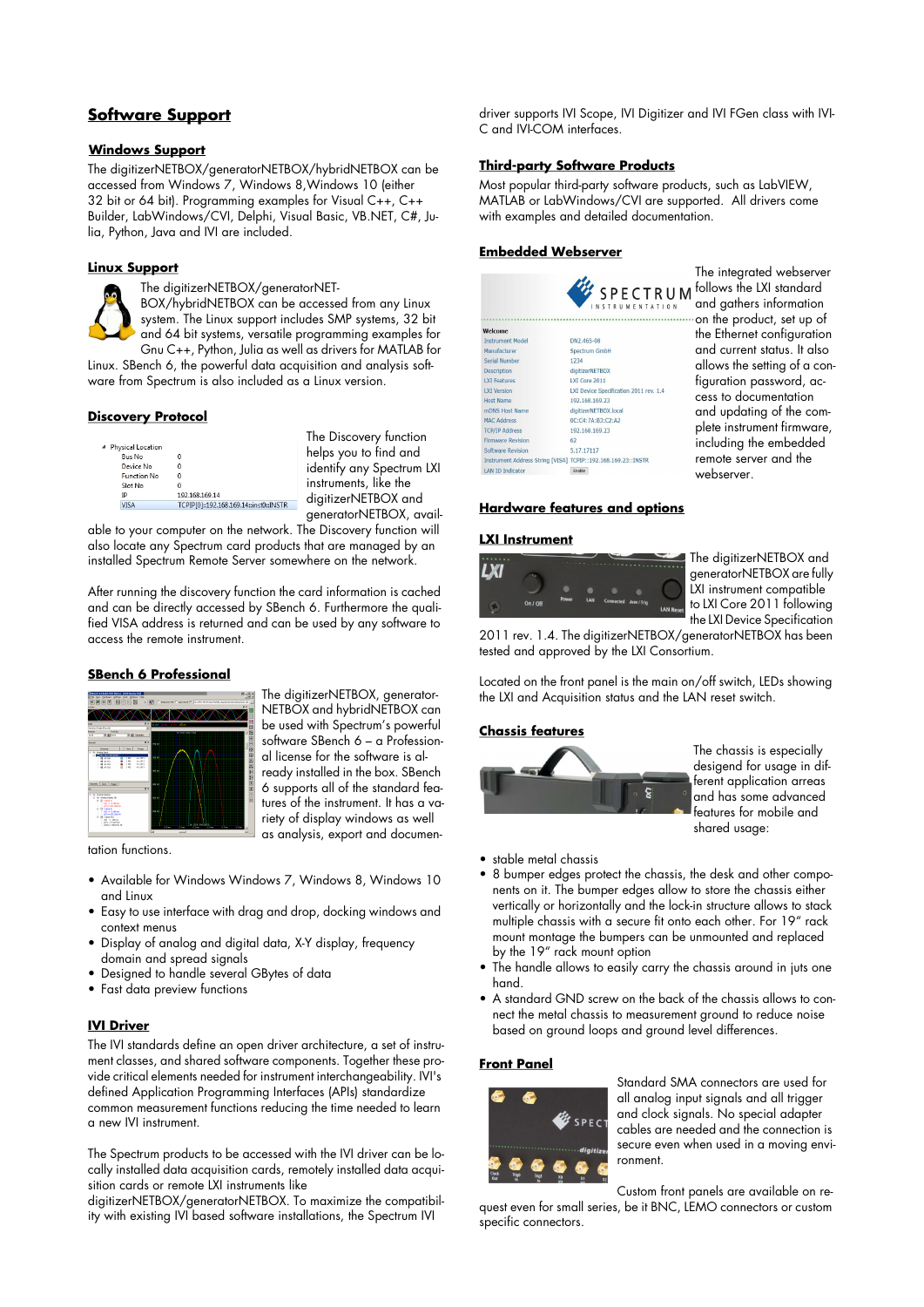# Software Support

## Windows Support

The digitizerNETBOX/generatorNETBOX/hybridNETBOX can be accessed from Windows 7, Windows 8,Windows 10 (either 32 bit or 64 bit). Programming examples for Visual C++, C++ Builder, LabWindows/CVI, Delphi, Visual Basic, VB.NET, C#, Julia, Python, Java and IVI are included.

## Linux Support

The digitizerNETBOX/generatorNETBOX/hybridNETBOX can be accessed from any Linux system. The Linux support includes SMP systems, 32 bit and 64 bit systems, versatile programming examples for Gnu C++, Python, Julia as well as drivers for MATLAB for Linux. SBench 6, the powerful data acquisition and analysis software from Spectrum is also included as a Linux version.

## Discovery Protocol

The Discovery function helps you to find and identify any Spectrum LXI instruments, like the digitizerNETBOX and generatorNETBOX, available to your computer on the network. The Discovery function will also locate any Spectrum card products that are managed by an installed Spectrum Remote Server somewhere on the network.

After running the discovery function the card information is cached and can be directly accessed by SBench 6. Furthermore the qualified VISA address is returned and can be used by any software to access the remote instrument.

## SBench 6 Professional

The digitizerNETBOX, generatorNETBOX and hybridNETBOX can be used with Spectrum's powerful software SBench 6 – a Professional license for the software is already installed in the box. SBench 6 supports all of the standard features of the instrument. It has a variety of display windows as well as analysis, export and documentation functions.

- Available for Windows Windows 7, Windows 8, Windows 10 and Linux
- Easy to use interface with drag and drop, docking windows and context menus
- Display of analog and digital data, X-Y display, frequency domain and spread signals
- Designed to handle several GBytes of data
- Fast data preview functions

## IVI Driver

The IVI standards define an open driver architecture, a set of instrument classes, and shared software components. Together these provide critical elements needed for instrument interchangeability. IVI's defined Application Programming Interfaces (APIs) standardize common measurement functions reducing the time needed to learn a new IVI instrument.

The Spectrum products to be accessed with the IVI driver can be locally installed data acquisition cards, remotely installed data acquisition cards or remote LXI instruments like digitizerNETBOX/generatorNETBOX. To maximize the compatibility with existing IVI based software installations, the Spectrum IVI driver supports IVI Scope, IVI Digitizer and IVI FGen class with IVI-C and IVI-COM interfaces.

## Third-party Software Products

Most popular third-party software products, such as LabVIEW, MATLAB or LabWindows/CVI are supported. All drivers come with examples and detailed documentation.

## Embedded Webserver

The integrated webserver follows the LXI standard and gathers information on the product, set up of the Ethernet configuration and current status. It also allows the setting of a configuration password, access to documentation and updating of the complete instrument firmware, including the embedded remote server and the webserver.

# Hardware features and options

## LXI Instrument

The digitizerNETBOX and generatorNETBOX are fully LXI instrument compatible to LXI Core 2011 following the LXI Device Specification 2011 rev. 1.4. The digitizerNETBOX/generatorNETBOX has been tested and approved by the LXI Consortium.

Located on the front panel is the main on/off switch, LEDs showing the LXI and Acquisition status and the LAN reset switch.

## Chassis features

The chassis is especially desigend for usage in different application areas and has some advanced features for mobile and shared usage:

- stable metal chassis
- 8 bumper edges protect the chassis, the desk and other components on it. The bumper edges allow to store the chassis either vertically or horizontally and the lock-in structure allows to stack multiple chassis with a secure fit onto each other. For 19" rack mount montage the bumpers can be unmounted and replaced by the 19" rack mount option
- The handle allows to easily carry the chassis around in juts one hand.
- A standard GND screw on the back of the chassis allows to connect the metal chassis to measurement ground to reduce noise based on ground loops and ground level differences.

## Front Panel

Standard SMA connectors are used for all analog input signals and all trigger and clock signals. No special adapter cables are needed and the connection is secure even when used in a moving environment.

Custom front panels are available on request even for small series, be it BNC, LEMO connectors or custom specific connectors.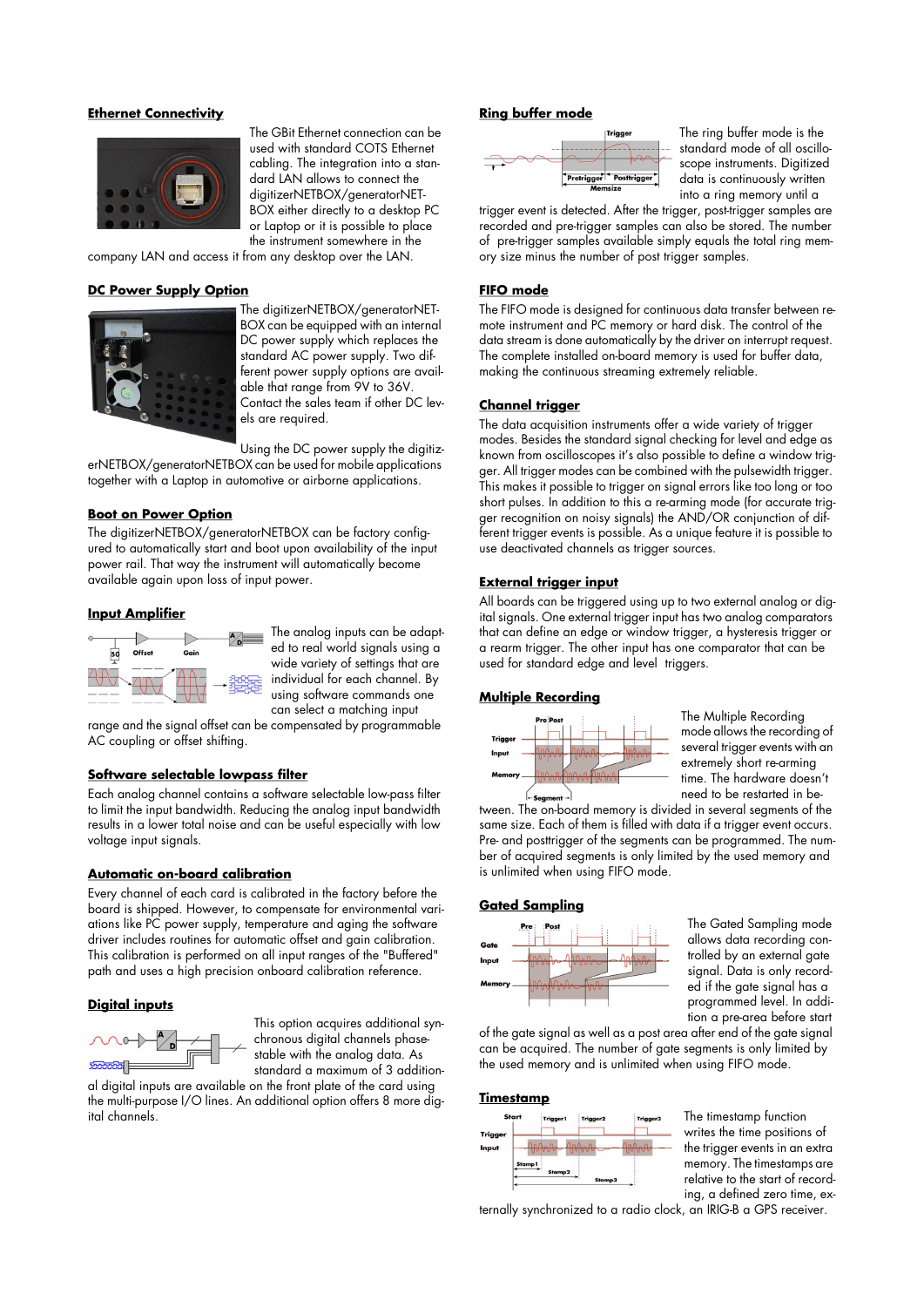## Ethernet Connectivity

The GBit Ethernet connection can be used with standard COTS Ethernet cabling. The integration into a standard LAN allows to connect the digitizerNETBOX/generatorNETBOX either directly to a desktop PC or Laptop or it is possible to place the instrument somewhere in the company LAN and access it from any desktop over the LAN.

## DC Power Supply Option

The digitizerNETBOX/generatorNETBOX can be equipped with an internal DC power supply which replaces the standard AC power supply. Two different power supply options are available that range from 9V to 36V. Contact the sales team if other DC levels are required.

Using the DC power supply the digitizerNETBOX/generatorNETBOX can be used for mobile applications together with a Laptop in automotive or airborne applications.

## Boot on Power Option

The digitizerNETBOX/generatorNETBOX can be factory configured to automatically start and boot upon availability of the input power rail. That way the instrument will automatically become available again upon loss of input power.

## Input Amplifier

50
Offset
Gain

The analog inputs can be adapted to real world signals using a wide variety of settings that are individual for each channel. By using software commands one can select a matching input range and the signal offset can be compensated by programmable AC coupling or offset shifting.

## Software selectable lowpass filter

Each analog channel contains a software selectable low-pass filter to limit the input bandwidth. Reducing the analog input bandwidth results in a lower total noise and can be useful especially with low voltage input signals.

## Automatic on-board calibration

Every channel of each card is calibrated in the factory before the board is shipped. However, to compensate for environmental variations like PC power supply, temperature and aging the software driver includes routines for automatic offset and gain calibration. This calibration is performed on all input ranges of the "Buffered" path and uses a high precision onboard calibration reference.

## Digital inputs

This option acquires additional synchronous digital channels phase-stable with the analog data. As standard a maximum of 3 additional digital inputs are available on the front plate of the card using the multi-purpose I/O lines. An additional option offers 8 more digital channels.

## Ring buffer mode

Trigger
Pretrigger
Posttrigger
Memsize

The ring buffer mode is the standard mode of all oscilloscope instruments. Digitized data is continuously written into a ring memory until a trigger event is detected. After the trigger, post-trigger samples are recorded and pre-trigger samples can also be stored. The number of pre-trigger samples available simply equals the total ring memory size minus the number of post trigger samples.

## FIFO mode

The FIFO mode is designed for continuous data transfer between remote instrument and PC memory or hard disk. The control of the data stream is done automatically by the driver on interrupt request. The complete installed on-board memory is used for buffer data, making the continuous streaming extremely reliable.

## Channel trigger

The data acquisition instruments offer a wide variety of trigger modes. Besides the standard signal checking for level and edge as known from oscilloscopes it's also possible to define a window trigger. All trigger modes can be combined with the pulsewidth trigger. This makes it possible to trigger on signal errors like too long or too short pulses. In addition to this a re-arming mode (for accurate trigger recognition on noisy signals) the AND/OR conjunction of different trigger events is possible. As a unique feature it is possible to use deactivated channels as trigger sources.

## External trigger input

All boards can be triggered using up to two external analog or digital signals. One external trigger input has two analog comparators that can define an edge or window trigger, a hysteresis trigger or a rearm trigger. The other input has one comparator that can be used for standard edge and level triggers.

## Multiple Recording

Pre Post
Trigger
Input
Memory
Segment

The Multiple Recording mode allows the recording of several trigger events with an extremely short re-arming time. The hardware doesn't need to be restarted in between. The on-board memory is divided in several segments of the same size. Each of them is filled with data if a trigger event occurs. Pre- and posttrigger of the segments can be programmed. The number of acquired segments is only limited by the used memory and is unlimited when using FIFO mode.

## Gated Sampling

Pre Post
Gate
Input
Memory

The Gated Sampling mode allows data recording controlled by an external gate signal. Data is only recorded if the gate signal has a programmed level. In addition a pre-area before start of the gate signal as well as a post area after end of the gate signal can be acquired. The number of gate segments is only limited by the used memory and is unlimited when using FIFO mode.

## Timestamp

Start
Trigger1
Trigger2
Trigger3
Trigger
Input
Stamp1
Stamp2
Stamp3

The timestamp function writes the time positions of the trigger events in an extra memory. The timestamps are relative to the start of recording, a defined zero time, externally synchronized to a radio clock, an IRIG-B a GPS receiver.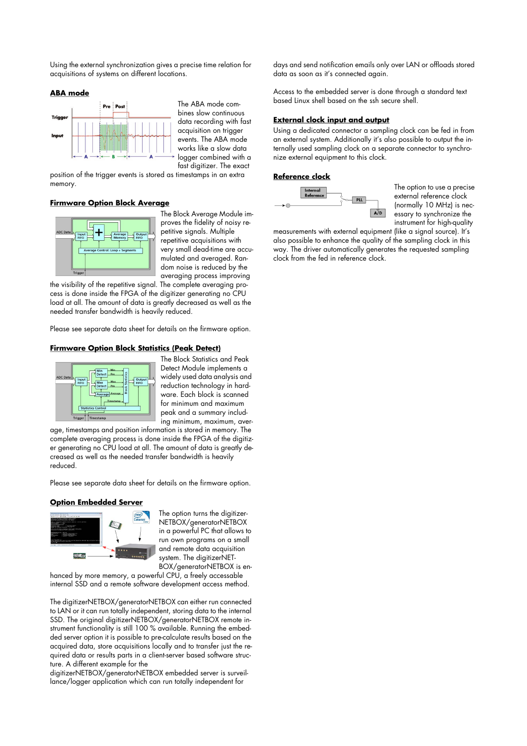Using the external synchronization gives a precise time relation for acquisitions of systems on different locations.

## ABA mode

The ABA mode combines slow continuous data recording with fast acquisition on trigger events. The ABA mode works like a slow data logger combined with a fast digitizer. The exact position of the trigger events is stored as timestamps in an extra memory.

## Firmware Option Block Average

The Block Average Module improves the fidelity of noisy repetitive signals. Multiple repetitive acquisitions with very small dead-time are accumulated and averaged. Random noise is reduced by the averaging process improving the visibility of the repetitive signal. The complete averaging process is done inside the FPGA of the digitizer generating no CPU load at all. The amount of data is greatly decreased as well as the needed transfer bandwidth is heavily reduced.

Please see separate data sheet for details on the firmware option.

## Firmware Option Block Statistics (Peak Detect)

The Block Statistics and Peak Detect Module implements a widely used data analysis and reduction technology in hardware. Each block is scanned for minimum and maximum peak and a summary including minimum, maximum, average, timestamps and position information is stored in memory. The complete averaging process is done inside the FPGA of the digitizer generating no CPU load at all. The amount of data is greatly decreased as well as the needed transfer bandwidth is heavily reduced.

Please see separate data sheet for details on the firmware option.

## Option Embedded Server

The option turns the digitizerNETBOX/generatorNETBOX in a powerful PC that allows to run own programs on a small and remote data acquisition system. The digitizerNETBOX/generatorNETBOX is enhanced by more memory, a powerful CPU, a freely accessable internal SSD and a remote software development access method.

The digitizerNETBOX/generatorNETBOX can either run connected to LAN or it can run totally independent, storing data to the internal SSD. The original digitizerNETBOX/generatorNETBOX remote instrument functionality is still 100 % available. Running the embedded server option it is possible to pre-calculate results based on the acquired data, store acquisitions locally and to transfer just the required data or results parts in a client-server based software structure. A different example for the digitizerNETBOX/generatorNETBOX embedded server is surveillance/logger application which can run totally independent for days and send notification emails only over LAN or offloads stored data as soon as it's connected again.

Access to the embedded server is done through a standard text based Linux shell based on the ssh secure shell.

## External clock input and output

Using a dedicated connector a sampling clock can be fed in from an external system. Additionally it's also possible to output the internally used sampling clock on a separate connector to synchronize external equipment to this clock.

## Reference clock

The option to use a precise external reference clock (normally 10 MHz) is necessary to synchronize the instrument for high-quality measurements with external equipment (like a signal source). It's also possible to enhance the quality of the sampling clock in this way. The driver automatically generates the requested sampling clock from the fed in reference clock.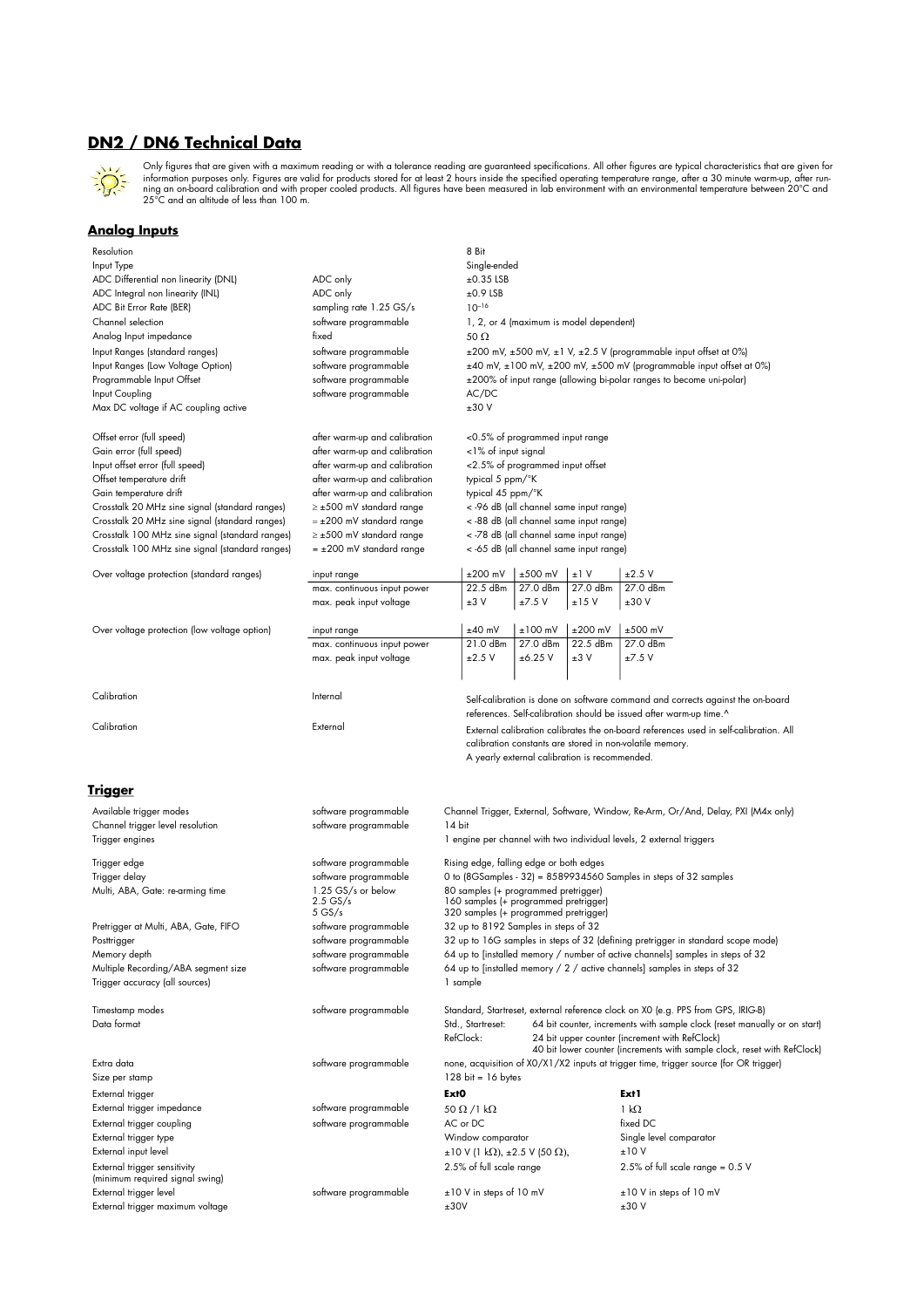## DN2 / DN6 Technical Data

Only figures that are given with a maximum reading or with a tolerance reading are guaranteed specifications. All other figures are typical characteristics that are given for information purposes only. Figures are valid for products stored for at least 2 hours inside the specified operating temperature range, after a 30 minute warm-up, after running an on-board calibration and with proper cooled products. All figures have been measured in lab environment with an environmental temperature between 20°C and 25°C and an altitude of less than 100 m.

### Analog Inputs

| | | |
|---|---|---|
| Resolution | | 8 Bit |
| Input Type | | Single-ended |
| ADC Differential non linearity (DNL) | ADC only | ±0.35 LSB |
| ADC Integral non linearity (INL) | ADC only | ±0.9 LSB |
| ADC Bit Error Rate (BER) | sampling rate 1.25 GS/s | $10^{-16}$ |
| Channel selection | software programmable | 1, 2, or 4 (maximum is model dependent) |
| Analog Input impedance | fixed | 50 Ω |
| Input Ranges (standard ranges) | software programmable | ±200 mV, ±500 mV, ±1 V, ±2.5 V (programmable input offset at 0%) |
| Input Ranges (Low Voltage Option) | software programmable | ±40 mV, ±100 mV, ±200 mV, ±500 mV (programmable input offset at 0%) |
| Programmable Input Offset | software programmable | ±200% of input range (allowing bi-polar ranges to become uni-polar) |
| Input Coupling | software programmable | AC/DC |
| Max DC voltage if AC coupling active | | ±30 V |
| Offset error (full speed) | after warm-up and calibration | <0.5% of programmed input range |
| Gain error (full speed) | after warm-up and calibration | <1% of input signal |
| Input offset error (full speed) | after warm-up and calibration | <2.5% of programmed input offset |
| Offset temperature drift | after warm-up and calibration | typical 5 ppm/°K |
| Gain temperature drift | after warm-up and calibration | typical 45 ppm/°K |
| Crosstalk 20 MHz sine signal (standard ranges) | ≥ ±500 mV standard range | < -96 dB (all channel same input range) |
| Crosstalk 20 MHz sine signal (standard ranges) | = ±200 mV standard range | < -88 dB (all channel same input range) |
| Crosstalk 100 MHz sine signal (standard ranges) | ≥ ±500 mV standard range | < -78 dB (all channel same input range) |
| Crosstalk 100 MHz sine signal (standard ranges) | = ±200 mV standard range | < -65 dB (all channel same input range) |

| | | | | | |
|---|---|---|---|---|---|
| Over voltage protection (standard ranges) | input range | ±200 mV | ±500 mV | ±1 V | ±2.5 V |
| | max. continuous input power | 22.5 dBm | 27.0 dBm | 27.0 dBm | 27.0 dBm |
| | max. peak input voltage | ±3 V | ±7.5 V | ±15 V | ±30 V |
| Over voltage protection (low voltage option) | input range | ±40 mV | ±100 mV | ±200 mV | ±500 mV |
| | max. continuous input power | 21.0 dBm | 27.0 dBm | 22.5 dBm | 27.0 dBm |
| | max. peak input voltage | ±2.5 V | ±6.25 V | ±3 V | ±7.5 V |

| | | |
|---|---|---|
| Calibration | Internal | Self-calibration is done on software command and corrects against the on-board references. Self-calibration should be issued after warm-up time.^ |
| Calibration | External | External calibration calibrates the on-board references used in self-calibration. All calibration constants are stored in non-volatile memory. A yearly external calibration is recommended. |

### Trigger

| | | |
|---|---|---|
| Available trigger modes | software programmable | Channel Trigger, External, Software, Window, Re-Arm, Or/And, Delay, PXI (M4x only) |
| Channel trigger level resolution | software programmable | 14 bit |
| Trigger engines | | 1 engine per channel with two individual levels, 2 external triggers |
| Trigger edge | software programmable | Rising edge, falling edge or both edges |
| Trigger delay | software programmable | 0 to (8GSamples - 32) = 8589934560 Samples in steps of 32 samples |
| Multi, ABA, Gate: re-arming time | 1.25 GS/s or below<br>2.5 GS/s<br>5 GS/s | 80 samples (+ programmed pretrigger)<br>160 samples (+ programmed pretrigger)<br>320 samples (+ programmed pretrigger) |
| Pretrigger at Multi, ABA, Gate, FIFO | software programmable | 32 up to 8192 Samples in steps of 32 |
| Posttrigger | software programmable | 32 up to 16G samples in steps of 32 (defining pretrigger in standard scope mode) |
| Memory depth | software programmable | 64 up to [installed memory / number of active channels] samples in steps of 32 |
| Multiple Recording/ABA segment size | software programmable | 64 up to [installed memory / 2 / active channels] samples in steps of 32 |
| Trigger accuracy (all sources) | | 1 sample |
| Timestamp modes | software programmable | Standard, Startreset, external reference clock on X0 (e.g. PPS from GPS, IRIG-B) |
| Data format | | Std., Startreset: 64 bit counter, increments with sample clock (reset manually or on start)<br>RefClock: 24 bit upper counter (increment with RefClock) 40 bit lower counter (increments with sample clock, reset with RefClock) |
| Extra data | software programmable | none, acquisition of X0/X1/X2 inputs at trigger time, trigger source (for OR trigger) |
| Size per stamp | | 128 bit = 16 bytes |

| | | | |
|---|---|---|---|
| External trigger | | **Ext0** | **Ext1** |
| External trigger impedance | software programmable | 50 Ω /1 kΩ | 1 kΩ |
| External trigger coupling | software programmable | AC or DC | fixed DC |
| External trigger type | | Window comparator | Single level comparator |
| External input level | | ±10 V (1 kΩ), ±2.5 V (50 Ω), | ±10 V |
| External trigger sensitivity (minimum required signal swing) | | 2.5% of full scale range | 2.5% of full scale range = 0.5 V |
| External trigger level | software programmable | ±10 V in steps of 10 mV | ±10 V in steps of 10 mV |
| External trigger maximum voltage | | ±30V | ±30 V |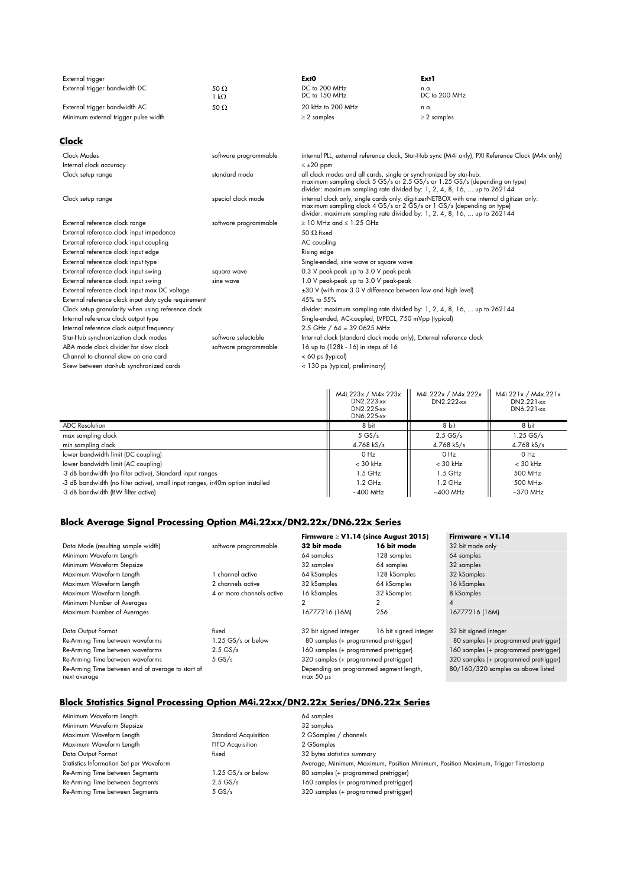| | | Ext0 | Ext1 |
|---|---|---|---|
| External trigger | | **Ext0** | **Ext1** |
| External trigger bandwidth DC | 50 Ω<br>1 kΩ | DC to 200 MHz<br>DC to 150 MHz | n.a.<br>DC to 200 MHz |
| External trigger bandwidth AC | 50 Ω | 20 kHz to 200 MHz | n.a. |
| Minimum external trigger pulse width | | ≥ 2 samples | ≥ 2 samples |

## Clock

| | | |
|---|---|---|
| Clock Modes | software programmable | internal PLL, external reference clock, Star-Hub sync (M4i only), PXI Reference Clock (M4x only) |
| Internal clock accuracy | | ≤ ±20 ppm |
| Clock setup range | standard mode | all clock modes and all cards, single or synchronized by star-hub: maximum sampling clock 5 GS/s or 2.5 GS/s or 1.25 GS/s (depending on type) divider: maximum sampling rate divided by: 1, 2, 4, 8, 16, ... up to 262144 |
| Clock setup range | special clock mode | internal clock only, single cards only, digitizerNETBOX with one internal digitizer only: maximum sampling clock 4 GS/s or 2 GS/s or 1 GS/s (depending on type) divider: maximum sampling rate divided by: 1, 2, 4, 8, 16, ... up to 262144 |
| External reference clock range | software programmable | ≥ 10 MHz and ≤ 1.25 GHz |
| External reference clock input impedance | | 50 Ω fixed |
| External reference clock input coupling | | AC coupling |
| External reference clock input edge | | Rising edge |
| External reference clock input type | | Single-ended, sine wave or square wave |
| External reference clock input swing | square wave | 0.3 V peak-peak up to 3.0 V peak-peak |
| External reference clock input swing | sine wave | 1.0 V peak-peak up to 3.0 V peak-peak |
| External reference clock input max DC voltage | | ±30 V (with max 3.0 V difference between low and high level) |
| External reference clock input duty cycle requirement | | 45% to 55% |
| Clock setup granularity when using reference clock | | divider: maximum sampling rate divided by: 1, 2, 4, 8, 16, ... up to 262144 |
| Internal reference clock output type | | Single-ended, AC-coupled, LVPECL, 750 mVpp (typical) |
| Internal reference clock output frequency | | 2.5 GHz / 64 = 39.0625 MHz |
| Star-Hub synchronization clock modes | software selectable | Internal clock (standard clock mode only), External reference clock |
| ABA mode clock divider for slow clock | software programmable | 16 up to (128k - 16) in steps of 16 |
| Channel to channel skew on one card | | < 60 ps (typical) |
| Skew between star-hub synchronized cards | | < 130 ps (typical, preliminary) |

| | M4i.223x / M4x.223x<br>DN2.223-xx<br>DN2.225-xx<br>DN6.225-xx | M4i.222x / M4x.222x<br>DN2.222-xx | M4i.221x / M4x.221x<br>DN2.221-xx<br>DN6.221-xx |
|---|---|---|---|
| ADC Resolution | 8 bit | 8 bit | 8 bit |
| max sampling clock | 5 GS/s | 2.5 GS/s | 1.25 GS/s |
| min sampling clock | 4.768 kS/s | 4.768 kS/s | 4.768 kS/s |
| lower bandwidth limit (DC coupling) | 0 Hz | 0 Hz | 0 Hz |
| lower bandwidth limit (AC coupling) | < 30 kHz | < 30 kHz | < 30 kHz |
| -3 dB bandwidth (no filter active), Standard input ranges | 1.5 GHz | 1.5 GHz | 500 MHz- |
| -3 dB bandwidth (no filter active), small input ranges, ir40m option installed | 1.2 GHz | 1.2 GHz | 500 MHz- |
| -3 dB bandwidth (BW filter active) | ~400 MHz | ~400 MHz | ~370 MHz |

## Block Average Signal Processing Option M4i.22xx/DN2.22x/DN6.22x Series

| | | Firmware ≥ V1.14 (since August 2015) | | Firmware < V1.14 |
|---|---|---|---|---|
| Data Mode (resulting sample width) | software programmable | **32 bit mode** | **16 bit mode** | 32 bit mode only |
| Minimum Waveform Length | | 64 samples | 128 samples | 64 samples |
| Minimum Waveform Stepsize | | 32 samples | 64 samples | 32 samples |
| Maximum Waveform Length | 1 channel active | 64 kSamples | 128 kSamples | 32 kSamples |
| Maximum Waveform Length | 2 channels active | 32 kSamples | 64 kSamples | 16 kSamples |
| Maximum Waveform Length | 4 or more channels active | 16 kSamples | 32 kSamples | 8 kSamples |
| Minimum Number of Averages | | 2 | 2 | 4 |
| Maximum Number of Averages | | 16777216 (16M) | 256 | 16777216 (16M) |
| Data Output Format | fixed | 32 bit signed integer | 16 bit signed integer | 32 bit signed integer |
| Re-Arming Time between waveforms | 1.25 GS/s or below | 80 samples (+ programmed pretrigger) | | 80 samples (+ programmed pretrigger) |
| Re-Arming Time between waveforms | 2.5 GS/s | 160 samples (+ programmed pretrigger) | | 160 samples (+ programmed pretrigger) |
| Re-Arming Time between waveforms | 5 GS/s | 320 samples (+ programmed pretrigger) | | 320 samples (+ programmed pretrigger) |
| Re-Arming Time between end of average to start of next average | | Depending on programmed segment length, max 50 µs | | 80/160/320 samples as above listed |

## Block Statistics Signal Processing Option M4i.22xx/DN2.22x Series/DN6.22x Series

| | | |
|---|---|---|
| Minimum Waveform Length | | 64 samples |
| Minimum Waveform Stepsize | | 32 samples |
| Maximum Waveform Length | Standard Acquisition | 2 GSamples / channels |
| Maximum Waveform Length | FIFO Acquisition | 2 GSamples |
| Data Output Format | fixed | 32 bytes statistics summary |
| Statistics Information Set per Waveform | | Average, Minimum, Maximum, Position Minimum, Position Maximum, Trigger Timestamp |
| Re-Arming Time between Segments | 1.25 GS/s or below | 80 samples (+ programmed pretrigger) |
| Re-Arming Time between Segments | 2.5 GS/s | 160 samples (+ programmed pretrigger) |
| Re-Arming Time between Segments | 5 GS/s | 320 samples (+ programmed pretrigger) |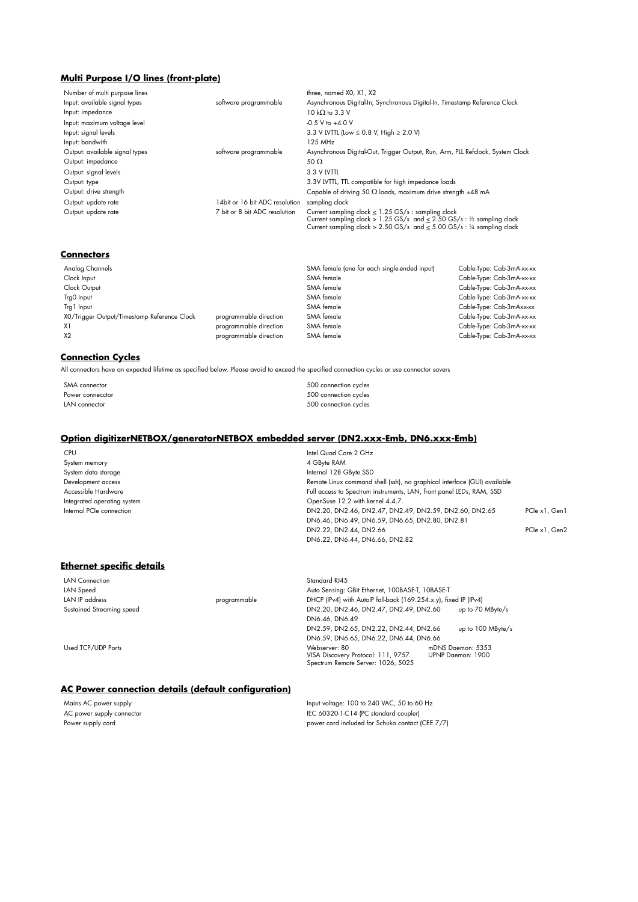## Multi Purpose I/O lines (front-plate)

| | | |
|---|---|---|
| Number of multi purpose lines | | three, named X0, X1, X2 |
| Input: available signal types | software programmable | Asynchronous Digital-In, Synchronous Digital-In, Timestamp Reference Clock |
| Input: impedance | | 10 kΩ to 3.3 V |
| Input: maximum voltage level | | -0.5 V to +4.0 V |
| Input: signal levels | | 3.3 V LVTTL (Low ≤ 0.8 V, High ≥ 2.0 V) |
| Input: bandwith | | 125 MHz |
| Output: available signal types | software programmable | Asynchronous Digital-Out, Trigger Output, Run, Arm, PLL Refclock, System Clock |
| Output: impedance | | 50 Ω |
| Output: signal levels | | 3.3 V LVTTL |
| Output: type | | 3.3V LVTTL, TTL compatible for high impedance loads |
| Output: drive strength | | Capable of driving 50 Ω loads, maximum drive strength ±48 mA |
| Output: update rate | 14bit or 16 bit ADC resolution | sampling clock |
| Output: update rate | 7 bit or 8 bit ADC resolution | Current sampling clock ≤ 1.25 GS/s : sampling clock<br>Current sampling clock > 1.25 GS/s and ≤ 2.50 GS/s : ½ sampling clock<br>Current sampling clock > 2.50 GS/s and ≤ 5.00 GS/s : ¼ sampling clock |

## Connectors

| | | | |
|---|---|---|---|
| Analog Channels | | SMA female (one for each single-ended input) | Cable-Type: Cab-3mA-xx-xx |
| Clock Input | | SMA female | Cable-Type: Cab-3mA-xx-xx |
| Clock Output | | SMA female | Cable-Type: Cab-3mA-xx-xx |
| Trg0 Input | | SMA female | Cable-Type: Cab-3mA-xx-xx |
| Trg1 Input | | SMA female | Cable-Type: Cab-3mAxx-xx |
| X0/Trigger Output/Timestamp Reference Clock | programmable direction | SMA female | Cable-Type: Cab-3mA-xx-xx |
| X1 | programmable direction | SMA female | Cable-Type: Cab-3mA-xx-xx |
| X2 | programmable direction | SMA female | Cable-Type: Cab-3mA-xx-xx |

## Connection Cycles

All connectors have an expected lifetime as specified below. Please avoid to exceed the specified connection cycles or use connector savers

| | |
|---|---|
| SMA connector | 500 connection cycles |
| Power connecctor | 500 connection cycles |
| LAN connector | 500 connection cycles |

## Option digitizerNETBOX/generatorNETBOX embedded server (DN2.xxx-Emb, DN6.xxx-Emb)

| | | |
|---|---|---|
| CPU | Intel Quad Core 2 GHz | |
| System memory | 4 GByte RAM | |
| System data storage | Internal 128 GByte SSD | |
| Development access | Remote Linux command shell (ssh), no graphical interface (GUI) available | |
| Accessible Hardware | Full access to Spectrum instruments, LAN, front panel LEDs, RAM, SSD | |
| Integrated operating system | OpenSuse 12.2 with kernel 4.4.7. | |
| Internal PCIe connection | DN2.20, DN2.46, DN2.47, DN2.49, DN2.59, DN2.60, DN2.65<br>DN6.46, DN6.49, DN6.59, DN6.65, DN2.80, DN2.81 | PCIe x1, Gen1 |
| | DN2.22, DN2.44, DN2.66<br>DN6.22, DN6.44, DN6.66, DN2.82 | PCIe x1, Gen2 |

## Ethernet specific details

| | | | |
|---|---|---|---|
| LAN Connection | | Standard RJ45 | |
| LAN Speed | | Auto Sensing: GBit Ethernet, 100BASE-T, 10BASE-T | |
| LAN IP address | programmable | DHCP (IPv4) with AutoIP fall-back (169.254.x.y), fixed IP (IPv4) | |
| Sustained Streaming speed | | DN2.20, DN2.46, DN2.47, DN2.49, DN2.60<br>DN6.46, DN6.49 | up to 70 MByte/s |
| | | DN2.59, DN2.65, DN2.22, DN2.44, DN2.66<br>DN6.59, DN6.65, DN6.22, DN6.44, DN6.66 | up to 100 MByte/s |
| Used TCP/UDP Ports | | Webserver: 80<br>VISA Discovery Protocol: 111, 9757<br>Spectrum Remote Server: 1026, 5025 | mDNS Daemon: 5353<br>UPNP Daemon: 1900 |

## AC Power connection details (default configuration)

| | |
|---|---|
| Mains AC power supply | Input voltage: 100 to 240 VAC, 50 to 60 Hz |
| AC power supply connector | IEC 60320-1-C14 (PC standard coupler) |
| Power supply cord | power cord included for Schuko contact (CEE 7/7) |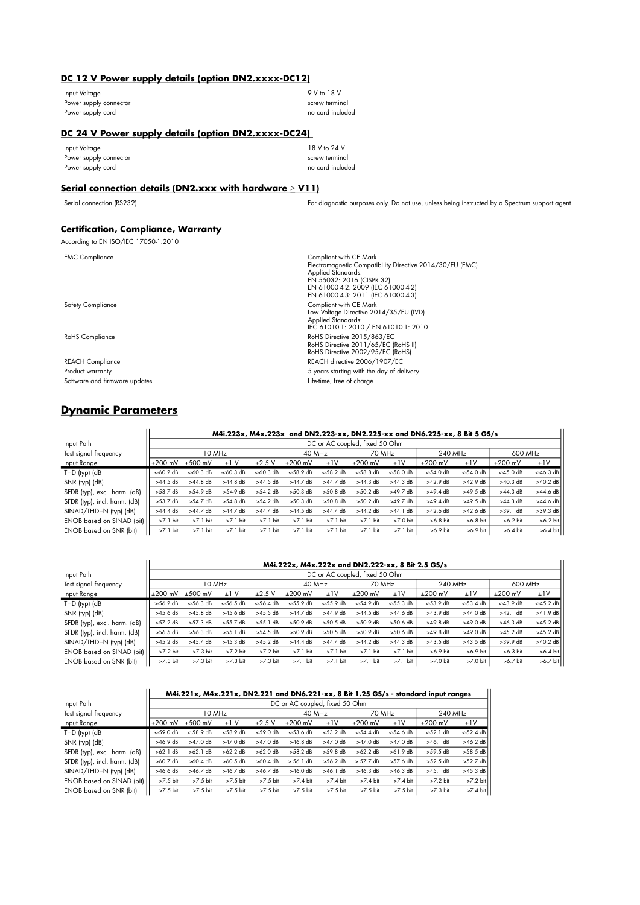### DC 12 V Power supply details (option DN2.xxxx-DC12)

| | |
|---|---|
| Input Voltage | 9 V to 18 V |
| Power supply connector | screw terminal |
| Power supply cord | no cord included |

### DC 24 V Power supply details (option DN2.xxxx-DC24)

| | |
|---|---|
| Input Voltage | 18 V to 24 V |
| Power supply connector | screw terminal |
| Power supply cord | no cord included |

### Serial connection details (DN2.xxx with hardware ≥ V11)

| | |
|---|---|
| Serial connection (RS232) | For diagnostic purposes only. Do not use, unless being instructed by a Spectrum support agent. |

### Certification, Compliance, Warranty

According to EN ISO/IEC 17050-1:2010

| | |
|---|---|
| EMC Compliance | Compliant with CE Mark<br>Electromagnetic Compatibility Directive 2014/30/EU (EMC)<br>Applied Standards:<br>EN 55032: 2016 (CISPR 32)<br>EN 61000-4-2: 2009 (IEC 61000-4-2)<br>EN 61000-4-3: 2011 (IEC 61000-4-3) |
| Safety Compliance | Compliant with CE Mark<br>Low Voltage Directive 2014/35/EU (LVD)<br>Applied Standards:<br>IEC 61010-1: 2010 / EN 61010-1: 2010 |
| RoHS Compliance | RoHS Directive 2015/863/EC<br>RoHS Directive 2011/65/EC (RoHS II)<br>RoHS Directive 2002/95/EC (RoHS) |
| REACH Compliance | REACH directive 2006/1907/EC |
| Product warranty | 5 years starting with the day of delivery |
| Software and firmware updates | Life-time, free of charge |

## Dynamic Parameters

| | M4i.223x, M4x.223x and DN2.223-xx, DN2.225-xx and DN6.225-xx, 8 Bit 5 GS/s | | | | | | | | | | | |
|---|---|---|---|---|---|---|---|---|---|---|---|---|
| Input Path | DC or AC coupled, fixed 50 Ohm | | | | | | | | | | | |
| Test signal frequency | 10 MHz | | | | 40 MHz | | 70 MHz | | 240 MHz | | 600 MHz | |
| Input Range | ±200 mV | ±500 mV | ±1 V | ±2.5 V | ±200 mV | ±1V | ±200 mV | ±1V | ±200 mV | ±1V | ±200 mV | ±1V |
| THD (typ) (dB | <-60.2 dB | <-60.3 dB | <-60.3 dB | <-60.3 dB | <-58.9 dB | <-58.2 dB | <-58.8 dB | <-58.0 dB | <-54.0 dB | <-54.0 dB | <-45.0 dB | <-46.3 dB |
| SNR (typ) (dB) | >44.5 dB | >44.8 dB | >44.8 dB | >44.8 dB | >44.7 dB | >44.7 dB | >44.3 dB | >44.3 dB | >42.9 dB | >42.9 dB | >40.3 dB | >40.2 dB |
| SFDR (typ), excl. harm. (dB) | >53.7 dB | >54.9 dB | >54.9 dB | >54.2 dB | >50.3 dB | >50.8 dB | >50.2 dB | >49.7 dB | >49.4 dB | >49.5 dB | >44.3 dB | >44.6 dB |
| SFDR (typ), incl. harm. (dB) | >53.7 dB | >54.7 dB | >54.8 dB | >54.2 dB | >50.3 dB | >50.8 dB | >50.2 dB | >49.7 dB | >49.4 dB | >49.5 dB | >44.3 dB | >44.6 dB |
| SINAD/THD+N (typ) (dB) | >44.4 dB | >44.7 dB | >44.7 dB | >44.4 dB | >44.5 dB | >44.4 dB | >44.2 dB | >44.1 dB | >42.6 dB | >42.6 dB | >39.1 dB | >39.3 dB |
| ENOB based on SINAD (bit) | >7.1 bit | >7.1 bit | >7.1 bit | >7.1 bit | >7.1 bit | >7.1 bit | >7.1 bit | >7.0 bit | >6.8 bit | >6.8 bit | >6.2 bit | >6.2 bit |
| ENOB based on SNR (bit) | >7.1 bit | >7.1 bit | >7.1 bit | >7.1 bit | >7.1 bit | >7.1 bit | >7.1 bit | >7.1 bit | >6.9 bit | >6.9 bit | >6.4 bit | >6.4 bit |

| | M4i.222x, M4x.222x and DN2.222-xx, 8 Bit 2.5 GS/s | | | | | | | | | | | |
|---|---|---|---|---|---|---|---|---|---|---|---|---|
| Input Path | DC or AC coupled, fixed 50 Ohm | | | | | | | | | | | |
| Test signal frequency | 10 MHz | | | | 40 MHz | | 70 MHz | | 240 MHz | | 600 MHz | |
| Input Range | ±200 mV | ±500 mV | ±1 V | ±2.5 V | ±200 mV | ±1V | ±200 mV | ±1V | ±200 mV | ±1V | ±200 mV | ±1V |
| THD (typ) (dB | >-56.2 dB | <-56.3 dB | <-56.5 dB | <-56.4 dB | <-55.9 dB | <-55.9 dB | <-54.9 dB | <-55.3 dB | <-53.9 dB | <-53.4 dB | <-43.9 dB | <-45.2 dB |
| SNR (typ) (dB) | >45.6 dB | >45.8 dB | >45.6 dB | >45.5 dB | >44.7 dB | >44.9 dB | >44.5 dB | >44.6 dB | >43.9 dB | >44.0 dB | >42.1 dB | >41.9 dB |
| SFDR (typ), excl. harm. (dB) | >57.2 dB | >57.3 dB | >55.7 dB | >55.1 dB | >50.9 dB | >50.5 dB | >50.9 dB | >50.6 dB | >49.8 dB | >49.0 dB | >46.3 dB | >45.2 dB |
| SFDR (typ), incl. harm. (dB) | >56.5 dB | >56.3 dB | >55.1 dB | >54.5 dB | >50.9 dB | >50.5 dB | >50.9 dB | >50.6 dB | >49.8 dB | >49.0 dB | >45.2 dB | >45.2 dB |
| SINAD/THD+N (typ) (dB) | >45.2 dB | >45.4 dB | >45.3 dB | >45.2 dB | >44.4 dB | >44.4 dB | >44.2 dB | >44.3 dB | >43.5 dB | >43.5 dB | >39.9 dB | >40.2 dB |
| ENOB based on SINAD (bit) | >7.2 bit | >7.3 bit | >7.2 bit | >7.2 bit | >7.1 bit | >7.1 bit | >7.1 bit | >7.1 bit | >6.9 bit | >6.9 bit | >6.3 bit | >6.4 bit |
| ENOB based on SNR (bit) | >7.3 bit | >7.3 bit | >7.3 bit | >7.3 bit | >7.1 bit | >7.1 bit | >7.1 bit | >7.1 bit | >7.0 bit | >7.0 bit | >6.7 bit | >6.7 bit |

| | M4i.221x, M4x.221x, DN2.221 and DN6.221-xx, 8 Bit 1.25 GS/s - standard input ranges | | | | | | | | | |
|---|---|---|---|---|---|---|---|---|---|---|
| Input Path | DC or AC coupled, fixed 50 Ohm | | | | | | | | | |
| Test signal frequency | 10 MHz | | | | 40 MHz | | 70 MHz | | 240 MHz | |
| Input Range | ±200 mV | ±500 mV | ±1 V | ±2.5 V | ±200 mV | ±1V | ±200 mV | ±1V | ±200 mV | ±1V |
| THD (typ) (dB | <-59.0 dB | < -58.9 dB | <58.9 dB | <59.0 dB | <-53.6 dB | <53.2 dB | <-54.4 dB | <-54.6 dB | <-52.1 dB | <-52.4 dB |
| SNR (typ) (dB) | >46.9 dB | >47.0 dB | >47.0 dB | >47.0 dB | >46.8 dB | >46.7 dB | >47.0 dB | >47.0 dB | >46.1 dB | >46.2 dB |
| SFDR (typ), excl. harm. (dB) | >62.1 dB | >62.1 dB | >62.2 dB | >62.0 dB | >58.2 dB | >59.8 dB | >62.2 dB | >61.9 dB | >59.5 dB | >58.5 dB |
| SFDR (typ), incl. harm. (dB) | >60.7 dB | >60.4 dB | >60.5 dB | >60.4 dB | > 56.1 dB | >56.2 dB | > 57.7 dB | >57.6 dB | >52.5 dB | >52.7 dB |
| SINAD/THD+N (typ) (dB) | >46.6 dB | >46.7 dB | >46.7 dB | >46.7 dB | >46.0 dB | >46.1 dB | >46.3 dB | >46.3 dB | >45.1 dB | >45.3 dB |
| ENOB based on SINAD (bit) | >7.5 bit | >7.5 bit | >7.5 bit | >7.5 bit | >7.4 bit | >7.4 bit | >7.4 bit | >7.4 bit | >7.2 bit | >7.2 bit |
| ENOB based on SNR (bit) | >7.5 bit | >7.5 bit | >7.5 bit | >7.5 bit | >7.5 bit | >7.5 bit | >7.5 bit | >7.5 bit | >7.3 bit | >7.4 bit |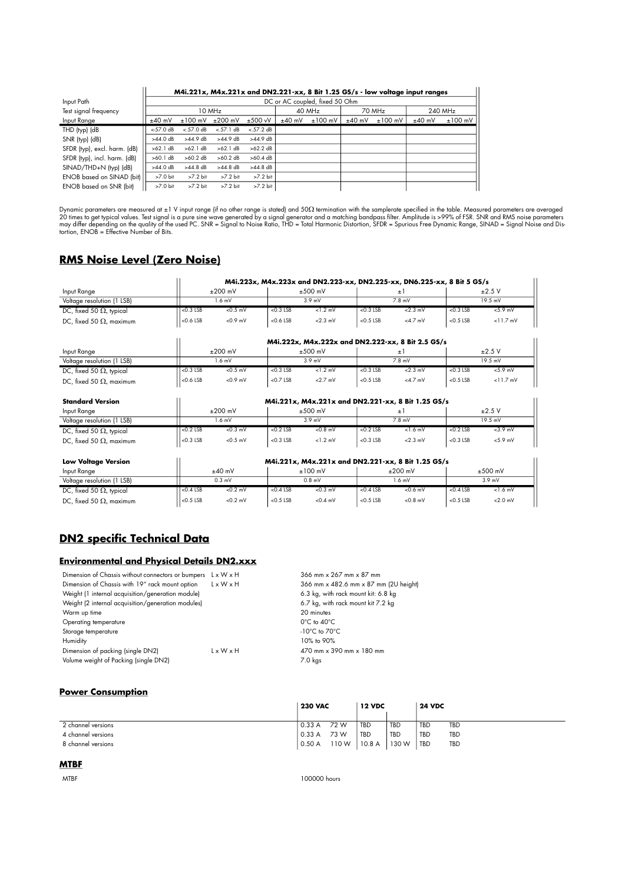| | M4i.221x, M4x.221x and DN2.221-xx, 8 Bit 1.25 GS/s - low voltage input ranges | | | | | | | | | |
|---|---|---|---|---|---|---|---|---|---|---|
| Input Path | DC or AC coupled, fixed 50 Ohm | | | | | | | | | |
| Test signal frequency | 10 MHz | | | | 40 MHz | | 70 MHz | | 240 MHz | |
| Input Range | ±40 mV | ±100 mV | ±200 mV | ±500 vV | ±40 mV | ±100 mV | ±40 mV | ±100 mV | ±40 mV | ±100 mV |
| THD (typ) (dB | <-57.0 dB | <.57.0 dB | <.57.1 dB | <.57.2 dB | | | | | | |
| SNR (typ) (dB) | >44.0 dB | >44.9 dB | >44.9 dB | >44.9 dB | | | | | | |
| SFDR (typ), excl. harm. (dB) | >62.1 dB | >62.1 dB | >62.1 dB | >62.2 dB | | | | | | |
| SFDR (typ), incl. harm. (dB) | >60.1 dB | >60.2 dB | >60.2 dB | >60.4 dB | | | | | | |
| SINAD/THD+N (typ) (dB) | >44.0 dB | >44.8 dB | >44.8 dB | >44.8 dB | | | | | | |
| ENOB based on SINAD (bit) | >7.0 bit | >7.2 bit | >7.2 bit | >7.2 bit | | | | | | |
| ENOB based on SNR (bit) | >7.0 bit | >7.2 bit | >7.2 bit | >7.2 bit | | | | | | |

Dynamic parameters are measured at ±1 V input range (if no other range is stated) and 50Ω termination with the samplerate specified in the table. Measured parameters are averaged 20 times to get typical values. Test signal is a pure sine wave generated by a signal generator and a matching bandpass filter. Amplitude is >99% of FSR. SNR and RMS noise parameters may differ depending on the quality of the used PC. SNR = Signal to Noise Ratio, THD = Total Harmonic Distortion, SFDR = Spurious Free Dynamic Range, SINAD = Signal Noise and Distortion, ENOB = Effective Number of Bits.

## RMS Noise Level (Zero Noise)

| | M4i.223x, M4x.223x and DN2.223-xx, DN2.225-xx, DN6.225-xx, 8 Bit 5 GS/s | | | | | | | |
|---|---|---|---|---|---|---|---|---|
| Input Range | ±200 mV | | ±500 mV | | ±1 | | ±2.5 V | |
| Voltage resolution (1 LSB) | 1.6 mV | | 3.9 mV | | 7.8 mV | | 19.5 mV | |
| DC, fixed 50 Ω, typical | <0.3 LSB | <0.5 mV | <0.3 LSB | <1.2 mV | <0.3 LSB | <2.3 mV | <0.3 LSB | <5.9 mV |
| DC, fixed 50 Ω, maximum | <0.6 LSB | <0.9 mV | <0.6 LSB | <2.3 mV | <0.5 LSB | <4.7 mV | <0.5 LSB | <11.7 mV |

| | M4i.222x, M4x.222x and DN2.222-xx, 8 Bit 2.5 GS/s | | | | | | | |
|---|---|---|---|---|---|---|---|---|
| Input Range | ±200 mV | | ±500 mV | | ±1 | | ±2.5 V | |
| Voltage resolution (1 LSB) | 1.6 mV | | 3.9 mV | | 7.8 mV | | 19.5 mV | |
| DC, fixed 50 Ω, typical | <0.3 LSB | <0.5 mV | <0.3 LSB | <1.2 mV | <0.3 LSB | <2.3 mV | <0.3 LSB | <5.9 mV |
| DC, fixed 50 Ω, maximum | <0.6 LSB | <0.9 mV | <0.7 LSB | <2.7 mV | <0.5 LSB | <4.7 mV | <0.5 LSB | <11.7 mV |

| **Standard Version** | M4i.221x, M4x.221x and DN2.221-xx, 8 Bit 1.25 GS/s | | | | | | | |
|---|---|---|---|---|---|---|---|---|
| Input Range | ±200 mV | | ±500 mV | | ±1 | | ±2.5 V | |
| Voltage resolution (1 LSB) | 1.6 mV | | 3.9 mV | | 7.8 mV | | 19.5 mV | |
| DC, fixed 50 Ω, typical | <0.2 LSB | <0.3 mV | <0.2 LSB | <0.8 mV | <0.2 LSB | <1.6 mV | <0.2 LSB | <3.9 mV |
| DC, fixed 50 Ω, maximum | <0.3 LSB | <0.5 mV | <0.3 LSB | <1.2 mV | <0.3 LSB | <2.3 mV | <0.3 LSB | <5.9 mV |

| **Low Voltage Version** | M4i.221x, M4x.221x and DN2.221-xx, 8 Bit 1.25 GS/s | | | | | | | |
|---|---|---|---|---|---|---|---|---|
| Input Range | ±40 mV | | ±100 mV | | ±200 mV | | ±500 mV | |
| Voltage resolution (1 LSB) | 0.3 mV | | 0.8 mV | | 1.6 mV | | 3.9 mV | |
| DC, fixed 50 Ω, typical | <0.4 LSB | <0.2 mV | <0.4 LSB | <0.3 mV | <0.4 LSB | <0.6 mV | <0.4 LSB | <1.6 mV |
| DC, fixed 50 Ω, maximum | <0.5 LSB | <0.2 mV | <0.5 LSB | <0.4 mV | <0.5 LSB | <0.8 mV | <0.5 LSB | <2.0 mV |

## DN2 specific Technical Data

### Environmental and Physical Details DN2.xxx

| | | |
|---|---|---|
| Dimension of Chassis without connectors or bumpers | L x W x H | 366 mm x 267 mm x 87 mm |
| Dimension of Chassis with 19" rack mount option | L x W x H | 366 mm x 482.6 mm x 87 mm (2U height) |
| Weight (1 internal acquisition/generation module) | | 6.3 kg, with rack mount kit: 6.8 kg |
| Weight (2 internal acquisition/generation modules) | | 6.7 kg, with rack mount kit 7.2 kg |
| Warm up time | | 20 minutes |
| Operating temperature | | 0°C to 40°C |
| Storage temperature | | -10°C to 70°C |
| Humidity | | 10% to 90% |
| Dimension of packing (single DN2) | L x W x H | 470 mm x 390 mm x 180 mm |
| Volume weight of Packing (single DN2) | | 7.0 kgs |

### Power Consumption

| | **230 VAC** | | **12 VDC** | | **24 VDC** | |
|---|---|---|---|---|---|---|
| 2 channel versions | 0.33 A | 72 W | TBD | TBD | TBD | TBD |
| 4 channel versions | 0.33 A | 73 W | TBD | TBD | TBD | TBD |
| 8 channel versions | 0.50 A | 110 W | 10.8 A | 130 W | TBD | TBD |

### MTBF

| | |
|---|---|
| MTBF | 100000 hours |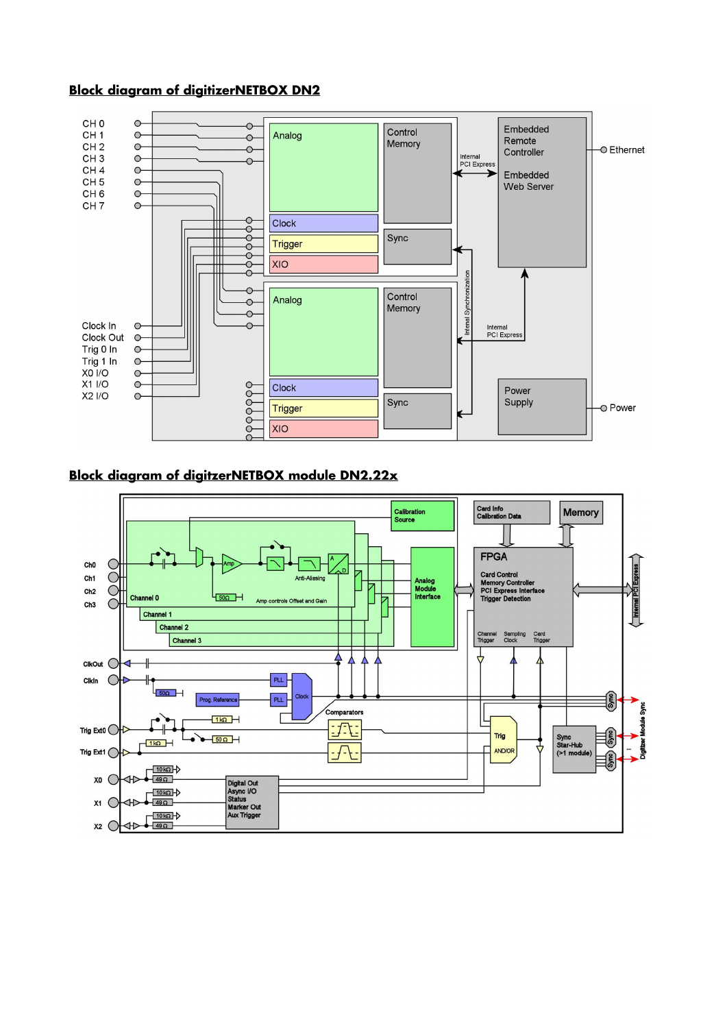## Block diagram of digitizerNETBOX DN2

CH 0
CH 1
CH 2
CH 3
CH 4
CH 5
CH 6
CH 7
Clock In
Clock Out
Trig 0 In
Trig 1 In
X0 I/O
X1 I/O
X2 I/O
Analog
Clock
Trigger
XIO
Control Memory
Sync
Internal PCI Express
Internal Synchronization
Embedded Remote Controller
Embedded Web Server
Ethernet
Power Supply
Power

## Block diagram of digitizerNETBOX module DN2.22x

Ch0
Ch1
Ch2
Ch3
Channel 0
Channel 1
Channel 2
Channel 3
Amp
50Ω
Amp controls Offset and Gain
Anti-Aliasing
Calibration Source
Analog Module Interface
Card Info Calibration Data
Memory
FPGA
Card Control
Memory Controller
PCI Express Interface
Trigger Detection
Channel Trigger
Sampling Clock
Card Trigger
Internal PCI Express
ClkOut
ClkIn
50Ω
PLL
Prog. Reference
PLL
Clock
Comparators
Trig Ext0
Trig Ext1
1 kΩ
1 kΩ
50 Ω
Trig AND/OR
Sync Star-Hub (>1 module)
Sync
Digitizer Module Sync
X0
X1
X2
10 kΩ
49 Ω
Digital Out
Async I/O
Status
Marker Out
Aux Trigger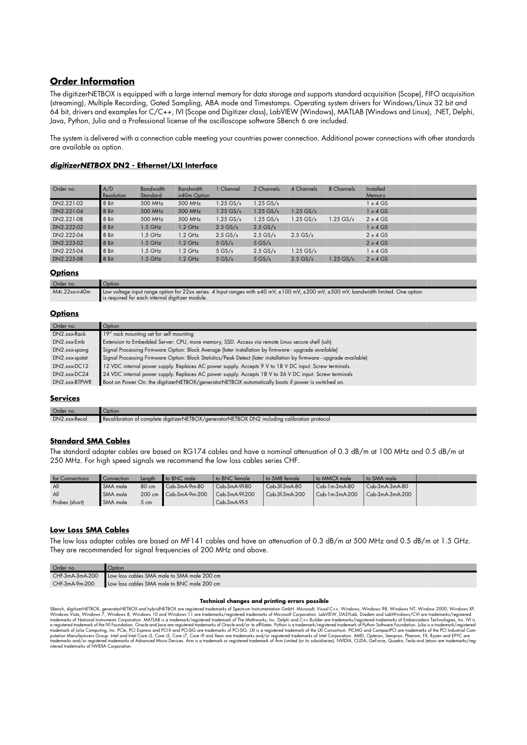## Order Information

The digitizerNETBOX is equipped with a large internal memory for data storage and supports standard acquisition (Scope), FIFO acquisition (streaming), Multiple Recording, Gated Sampling, ABA mode and Timestamps. Operating system drivers for Windows/Linux 32 bit and 64 bit, drivers and examples for C/C++, IVI (Scope and Digitizer class), LabVIEW (Windows), MATLAB (Windows and Linux), .NET, Delphi, Java, Python, Julia and a Professional license of the oscilloscope software SBench 6 are included.

The system is delivered with a connection cable meeting your countries power connection. Additional power connections with other standards are available as option.

### *digitizerNETBOX* DN2 - Ethernet/LXI Interface

| Order no. | A/D Resolution | Bandwidth Standard | Bandwidth ir40m Option | 1 Channel | 2 Channels | 4 Channels | 8 Channels | Installed Memory |
|---|---|---|---|---|---|---|---|---|
| DN2.221-02 | 8 Bit | 500 MHz | 500 MHz | 1.25 GS/s | 1.25 GS/s | | | 1 x 4 GS |
| DN2.221-04 | 8 Bit | 500 MHz | 500 MHz | 1.25 GS/s | 1.25 GS/s | 1.25 GS/s | | 1 x 4 GS |
| DN2.221-08 | 8 Bit | 500 MHz | 500 MHz | 1.25 GS/s | 1.25 GS/s | 1.25 GS/s | 1.25 GS/s | 2 x 4 GS |
| DN2.222-02 | 8 Bit | 1.5 GHz | 1.2 GHz | 2.5 GS/s | 2.5 GS/s | | | 1 x 4 GS |
| DN2.222-04 | 8 Bit | 1.5 GHz | 1.2 GHz | 2.5 GS/s | 2.5 GS/s | 2.5 GS/s | | 2 x 4 GS |
| DN2.223-02 | 8 Bit | 1.5 GHz | 1.2 GHz | 5 GS/s | 5 GS/s | | | 2 x 4 GS |
| DN2.225-04 | 8 Bit | 1.5 GHz | 1.2 GHz | 5 GS/s | 2.5 GS/s | 1.25 GS/s | | 1 x 4 GS |
| DN2.225-08 | 8 Bit | 1.5 GHz | 1.2 GHz | 5 GS/s | 5 GS/s | 2.5 GS/s | 1.25 GS/s | 2 x 4 GS |

### Options

| Order no. | Option |
|---|---|
| M4i.22xx-ir40m | Low voltage input range option for 22xx series. 4 Input ranges with ±40 mV, ±100 mV, ±200 mV, ±500 mV, bandwidth limited. One option is required for each internal digitizer module. |

### Options

| Order no. | Option |
|---|---|
| DN2.xxx-Rack | 19" rack mounting set for self mounting |
| DN2.xxx-Emb | Extension to Embedded Server: CPU, more memory, SSD. Access via remote Linux secure shell (ssh) |
| DN2.xxx-spavg | Signal Processing Firmware Option: Block Average (later installation by firmware - upgrade available) |
| DN2.xxx-spstat | Signal Processing Firmware Option: Block Statistics/Peak Detect (later installation by firmware - upgrade available) |
| DN2.xxx-DC12 | 12 VDC internal power supply. Replaces AC power supply. Accepts 9 V to 18 V DC input. Screw terminals. |
| DN2.xxx-DC24 | 24 VDC internal power supply. Replaces AC power supply. Accepts 18 V to 36 V DC input. Screw terminals |
| DN2.xxx-BTPWR | Boot on Power On: the digitizerNETBOX/generatorNETBOX automatically boots if power is switched on. |

### Services

| Order no. | Option |
|---|---|
| DN2.xxx-Recal | Recalibration of complete digitizerNETBOX/generatorNETBOX DN2 including calibration protocol |

### Standard SMA Cables

The standard adapter cables are based on RG174 cables and have a nominal attenuation of 0.3 dB/m at 100 MHz and 0.5 dB/m at 250 MHz. For high speed signals we recommend the low loss cables series CHF.

| for Connections | Connection | Length | to BNC male | to BNC female | to SMB female | to MMCX male | to SMA male |
|---|---|---|---|---|---|---|---|
| All | SMA male | 80 cm | Cab-3mA-9m-80 | Cab-3mA-9f-80 | Cab-3f-3mA-80 | Cab-1m-3mA-80 | Cab-3mA-3mA-80 |
| All | SMA male | 200 cm | Cab-3mA-9m-200 | Cab-3mA-9f-200 | Cab-3f-3mA-200 | Cab-1m-3mA-200 | Cab-3mA-3mA-200 |
| Probes (short) | SMA male | 5 cm | | Cab-3mA-9f-5 | | | |

### Low Loss SMA Cables

The low loss adapter cables are based on MF141 cables and have an attenuation of 0.3 dB/m at 500 MHz and 0.5 dB/m at 1.5 GHz. They are recommended for signal frequencies of 200 MHz and above.

| Order no. | Option |
|---|---|
| CHF-3mA-3mA-200 | Low loss cables SMA male to SMA male 200 cm |
| CHF-3mA-9m-200 | Low loss cables SMA male to BNC male 200 cm |

**Technical changes and printing errors possible**

SBench, digitizerNETBOX, generatorNETBOX and hybridNETBOX are registered trademarks of Spectrum Instrumentation GmbH. Microsoft, Visual C++, Windows, Windows 98, Windows NT, Window 2000, Windows XP, Windows Vista, Windows 7, Windows 8, Windows 10 and Windows 11 are trademarks/registered trademarks of Microsoft Corporation. LabVIEW, DASYLab, Diadem and LabWindows/CVI are trademarks/registered trademarks of National Instruments Corporation. MATLAB is a trademark/registered trademark of The Mathworks, Inc. Delphi and C++ Builder are trademarks/registered trademarks of Embarcadero Technologies, Inc. IVI is a registered trademark of the IVI Foundation. Oracle and Java are registered trademarks of Oracle and/or its affiliates. Python is a trademark/registered trademark of Python Software Foundation. Julia is a trademark/registered trademark of Julia Computing, Inc. PCIe, PCI Express and PCI-X and PCI-SIG are trademarks of PCI-SIG. LXI is a registered trademark of the LXI Consortium. PICMG and CompactPCI are trademarks of the PCI Industrial Computation Manufacturers Group. Intel and Intel Core i3, Core i5, Core i7, Core i9 and Xeon are trademarks and/or registered trademarks of Intel Corporation. AMD, Opteron, Sempron, Phenom, FX, Ryzen and EPYC are trademarks and/or registered trademarks of Advanced Micro Devices. Arm is a trademark or registered trademark of Arm Limited (or its subsidiaries). NVIDIA, CUDA, GeForce, Quadro, Tesla and Jetson are trademarks/registered trademarks of NVIDIA Corporation.